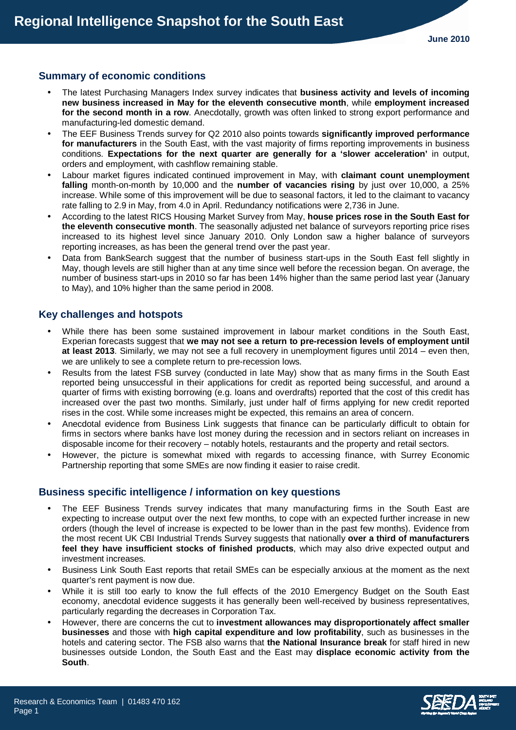# Regional Intelligence Snapshot for the South East

June 2010

## Summary of economic conditions

- The latest Purchasing Managers Index survey indicates that **business activity and levels of incoming new business increased in May for the eleventh consecutive month**, while **employment increased for the second month in a row**. Anecdotally, growth was often linked to strong export performance and manufacturing-led domestic demand.
- The EEF Business Trends survey for Q2 2010 also points towards **significantly improved performance for manufacturers** in the South East, with the vast majority of firms reporting improvements in business conditions. **Expectations for the next quarter are generally for a 'slower acceleration'** in output, orders and employment, with cashflow remaining stable.
- Labour market figures indicated continued improvement in May, with **claimant count unemployment falling** month-on-month by 10,000 and the **number of vacancies rising** by just over 10,000, a 25% increase. While some of this improvement will be due to seasonal factors, it led to the claimant to vacancy rate falling to 2.9 in May, from 4.0 in April. Redundancy notifications were 2,736 in June.
- According to the latest RICS Housing Market Survey from May, **house prices rose in the South East for the eleventh consecutive month**. The seasonally adjusted net balance of surveyors reporting price rises increased to its highest level since January 2010. Only London saw a higher balance of surveyors reporting increases, as has been the general trend over the past year.
- Data from BankSearch suggest that the number of business start-ups in the South East fell slightly in May, though levels are still higher than at any time since well before the recession began. On average, the number of business start-ups in 2010 so far has been 14% higher than the same period last year (January to May), and 10% higher than the same period in 2008.

## Key challenges and hotspots

- While there has been some sustained improvement in labour market conditions in the South East, Experian forecasts suggest that **we may not see a return to pre-recession levels of employment until at least 2013**. Similarly, we may not see a full recovery in unemployment figures until 2014 – even then, we are unlikely to see a complete return to pre-recession lows.
- Results from the latest FSB survey (conducted in late May) show that as many firms in the South East reported being unsuccessful in their applications for credit as reported being successful, and around a quarter of firms with existing borrowing (e.g. loans and overdrafts) reported that the cost of this credit has increased over the past two months. Similarly, just under half of firms applying for new credit reported rises in the cost. While some increases might be expected, this remains an area of concern.
- Anecdotal evidence from Business Link suggests that finance can be particularly difficult to obtain for firms in sectors where banks have lost money during the recession and in sectors reliant on increases in disposable income for their recovery – notably hotels, restaurants and the property and retail sectors.
- However, the picture is somewhat mixed with regards to accessing finance, with Surrey Economic Partnership reporting that some SMEs are now finding it easier to raise credit.

## Business specific intelligence / information on key questions

- The EEF Business Trends survey indicates that many manufacturing firms in the South East are expecting to increase output over the next few months, to cope with an expected further increase in new orders (though the level of increase is expected to be lower than in the past few months). Evidence from the most recent UK CBI Industrial Trends Survey suggests that nationally **over a third of manufacturers feel they have insufficient stocks of finished products**, which may also drive expected output and investment increases.
- Business Link South East reports that retail SMEs can be especially anxious at the moment as the next quarter's rent payment is now due.
- While it is still too early to know the full effects of the 2010 Emergency Budget on the South East economy, anecdotal evidence suggests it has generally been well-received by business representatives, particularly regarding the decreases in Corporation Tax.
- However, there are concerns the cut to **investment allowances may disproportionately affect smaller businesses** and those with **high capital expenditure and low profitability**, such as businesses in the hotels and catering sector. The FSB also warns that **the National Insurance break** for staff hired in new businesses outside London, the South East and the East may **displace economic activity from the South**.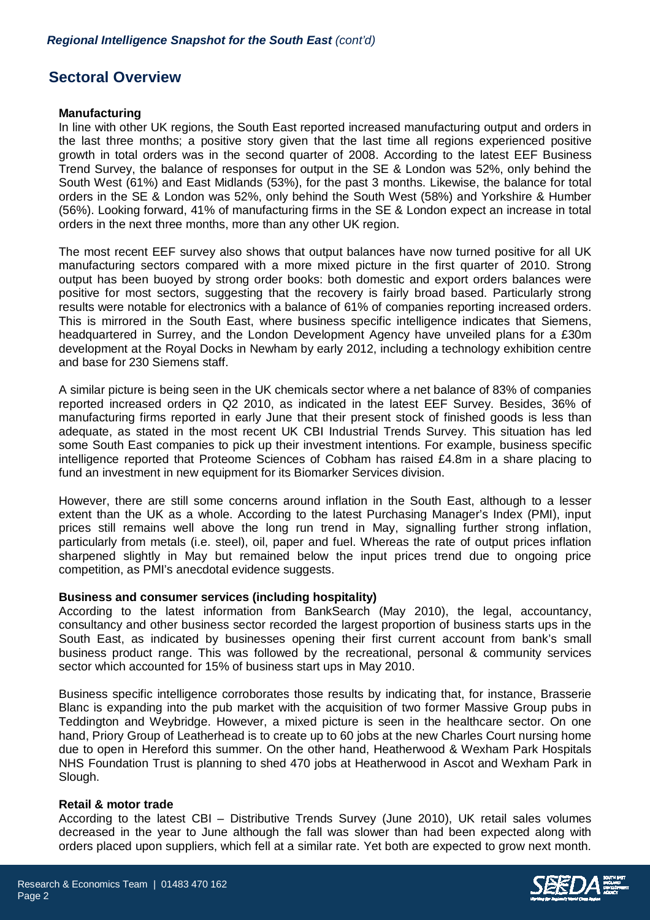## Sectoral Overview

**Manufacturing**

In line with other UK regions, the South East reported increased manufacturing output and orders in the last three months; a positive story given that the last time all regions experienced positive growth in total orders was in the second quarter of 2008. According to the latest EEF Business Trend Survey, the balance of responses for output in the SE & London was 52%, only behind the South West (61%) and East Midlands (53%), for the past 3 months. Likewise, the balance for total orders in the SE & London was 52%, only behind the South West (58%) and Yorkshire & Humber (56%). Looking forward, 41% of manufacturing firms in the SE & London expect an increase in total orders in the next three months, more than any other UK region.

The most recent EEF survey also shows that output balances have now turned positive for all UK manufacturing sectors compared with a more mixed picture in the first quarter of 2010. Strong output has been buoyed by strong order books: both domestic and export orders balances were positive for most sectors, suggesting that the recovery is fairly broad based. Particularly strong results were notable for electronics with a balance of 61% of companies reporting increased orders. This is mirrored in the South East, where business specific intelligence indicates that Siemens, headquartered in Surrey, and the London Development Agency have unveiled plans for a £30m development at the Royal Docks in Newham by early 2012, including a technology exhibition centre and base for 230 Siemens staff.

A similar picture is being seen in the UK chemicals sector where a net balance of 83% of companies reported increased orders in Q2 2010, as indicated in the latest EEF Survey. Besides, 36% of manufacturing firms reported in early June that their present stock of finished goods is less than adequate, as stated in the most recent UK CBI Industrial Trends Survey. This situation has led some South East companies to pick up their investment intentions. For example, business specific intelligence reported that Proteome Sciences of Cobham has raised £4.8m in a share placing to fund an investment in new equipment for its Biomarker Services division.

However, there are still some concerns around inflation in the South East, although to a lesser extent than the UK as a whole. According to the latest Purchasing Manager's Index (PMI), input prices still remains well above the long run trend in May, signalling further strong inflation, particularly from metals (i.e. steel), oil, paper and fuel. Whereas the rate of output prices inflation sharpened slightly in May but remained below the input prices trend due to ongoing price competition, as PMI's anecdotal evidence suggests.

**Business and consumer services (including hospitality)**

According to the latest information from BankSearch (May 2010), the legal, accountancy, consultancy and other business sector recorded the largest proportion of business starts ups in the South East, as indicated by businesses opening their first current account from bank's small business product range. This was followed by the recreational, personal & community services sector which accounted for 15% of business start ups in May 2010.

Business specific intelligence corroborates those results by indicating that, for instance, Brasserie Blanc is expanding into the pub market with the acquisition of two former Massive Group pubs in Teddington and Weybridge. However, a mixed picture is seen in the healthcare sector. On one hand, Priory Group of Leatherhead is to create up to 60 jobs at the new Charles Court nursing home due to open in Hereford this summer. On the other hand, Heatherwood & Wexham Park Hospitals NHS Foundation Trust is planning to shed 470 jobs at Heatherwood in Ascot and Wexham Park in Slough.

**Retail & motor trade**

According to the latest CBI – Distributive Trends Survey (June 2010), UK retail sales volumes decreased in the year to June although the fall was slower than had been expected along with orders placed upon suppliers, which fell at a similar rate. Yet both are expected to grow next month.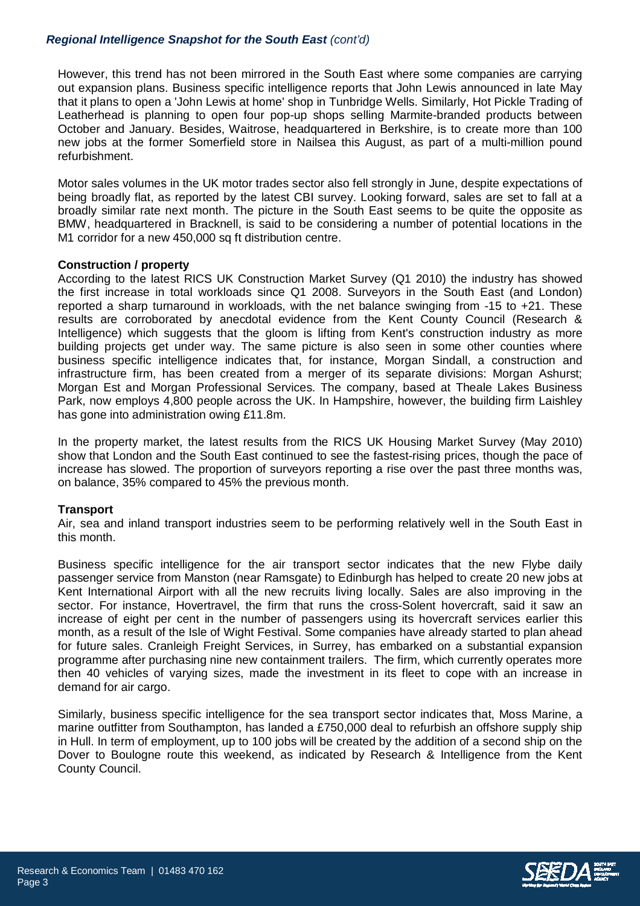However, this trend has not been mirrored in the South East where some companies are carrying out expansion plans. Business specific intelligence reports that John Lewis announced in late May that it plans to open a 'John Lewis at home' shop in Tunbridge Wells. Similarly, Hot Pickle Trading of Leatherhead is planning to open four pop-up shops selling Marmite-branded products between October and January. Besides, Waitrose, headquartered in Berkshire, is to create more than 100 new jobs at the former Somerfield store in Nailsea this August, as part of a multi-million pound refurbishment.

Motor sales volumes in the UK motor trades sector also fell strongly in June, despite expectations of being broadly flat, as reported by the latest CBI survey. Looking forward, sales are set to fall at a broadly similar rate next month. The picture in the South East seems to be quite the opposite as BMW, headquartered in Bracknell, is said to be considering a number of potential locations in the M1 corridor for a new 450,000 sq ft distribution centre.

**Construction / property**

According to the latest RICS UK Construction Market Survey (Q1 2010) the industry has showed the first increase in total workloads since Q1 2008. Surveyors in the South East (and London) reported a sharp turnaround in workloads, with the net balance swinging from -15 to +21. These results are corroborated by anecdotal evidence from the Kent County Council (Research & Intelligence) which suggests that the gloom is lifting from Kent's construction industry as more building projects get under way. The same picture is also seen in some other counties where business specific intelligence indicates that, for instance, Morgan Sindall, a construction and infrastructure firm, has been created from a merger of its separate divisions: Morgan Ashurst; Morgan Est and Morgan Professional Services. The company, based at Theale Lakes Business Park, now employs 4,800 people across the UK. In Hampshire, however, the building firm Laishley has gone into administration owing £11.8m.

In the property market, the latest results from the RICS UK Housing Market Survey (May 2010) show that London and the South East continued to see the fastest-rising prices, though the pace of increase has slowed. The proportion of surveyors reporting a rise over the past three months was, on balance, 35% compared to 45% the previous month.

**Transport**

Air, sea and inland transport industries seem to be performing relatively well in the South East in this month.

Business specific intelligence for the air transport sector indicates that the new Flybe daily passenger service from Manston (near Ramsgate) to Edinburgh has helped to create 20 new jobs at Kent International Airport with all the new recruits living locally. Sales are also improving in the sector. For instance, Hovertravel, the firm that runs the cross-Solent hovercraft, said it saw an increase of eight per cent in the number of passengers using its hovercraft services earlier this month, as a result of the Isle of Wight Festival. Some companies have already started to plan ahead for future sales. Cranleigh Freight Services, in Surrey, has embarked on a substantial expansion programme after purchasing nine new containment trailers. The firm, which currently operates more then 40 vehicles of varying sizes, made the investment in its fleet to cope with an increase in demand for air cargo.

Similarly, business specific intelligence for the sea transport sector indicates that, Moss Marine, a marine outfitter from Southampton, has landed a £750,000 deal to refurbish an offshore supply ship in Hull. In term of employment, up to 100 jobs will be created by the addition of a second ship on the Dover to Boulogne route this weekend, as indicated by Research & Intelligence from the Kent County Council.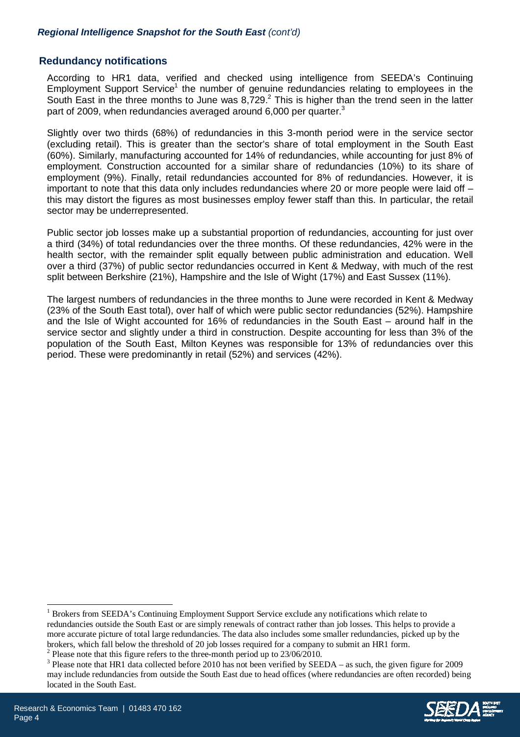## Redundancy notifications

According to HR1 data, verified and checked using intelligence from SEEDA's Continuing Employment Support Service[1] the number of genuine redundancies relating to employees in the South East in the three months to June was 8,729.[2] This is higher than the trend seen in the latter part of 2009, when redundancies averaged around 6,000 per quarter.[3]

Slightly over two thirds (68%) of redundancies in this 3-month period were in the service sector (excluding retail). This is greater than the sector's share of total employment in the South East (60%). Similarly, manufacturing accounted for 14% of redundancies, while accounting for just 8% of employment. Construction accounted for a similar share of redundancies (10%) to its share of employment (9%). Finally, retail redundancies accounted for 8% of redundancies. However, it is important to note that this data only includes redundancies where 20 or more people were laid off – this may distort the figures as most businesses employ fewer staff than this. In particular, the retail sector may be underrepresented.

Public sector job losses make up a substantial proportion of redundancies, accounting for just over a third (34%) of total redundancies over the three months. Of these redundancies, 42% were in the health sector, with the remainder split equally between public administration and education. Well over a third (37%) of public sector redundancies occurred in Kent & Medway, with much of the rest split between Berkshire (21%), Hampshire and the Isle of Wight (17%) and East Sussex (11%).

The largest numbers of redundancies in the three months to June were recorded in Kent & Medway (23% of the South East total), over half of which were public sector redundancies (52%). Hampshire and the Isle of Wight accounted for 16% of redundancies in the South East – around half in the service sector and slightly under a third in construction. Despite accounting for less than 3% of the population of the South East, Milton Keynes was responsible for 13% of redundancies over this period. These were predominantly in retail (52%) and services (42%).

---

[1] Brokers from SEEDA's Continuing Employment Support Service exclude any notifications which relate to redundancies outside the South East or are simply renewals of contract rather than job losses. This helps to provide a more accurate picture of total large redundancies. The data also includes some smaller redundancies, picked up by the brokers, which fall below the threshold of 20 job losses required for a company to submit an HR1 form.

[2] Please note that this figure refers to the three-month period up to 23/06/2010.

[3] Please note that HR1 data collected before 2010 has not been verified by SEEDA – as such, the given figure for 2009 may include redundancies from outside the South East due to head offices (where redundancies are often recorded) being located in the South East.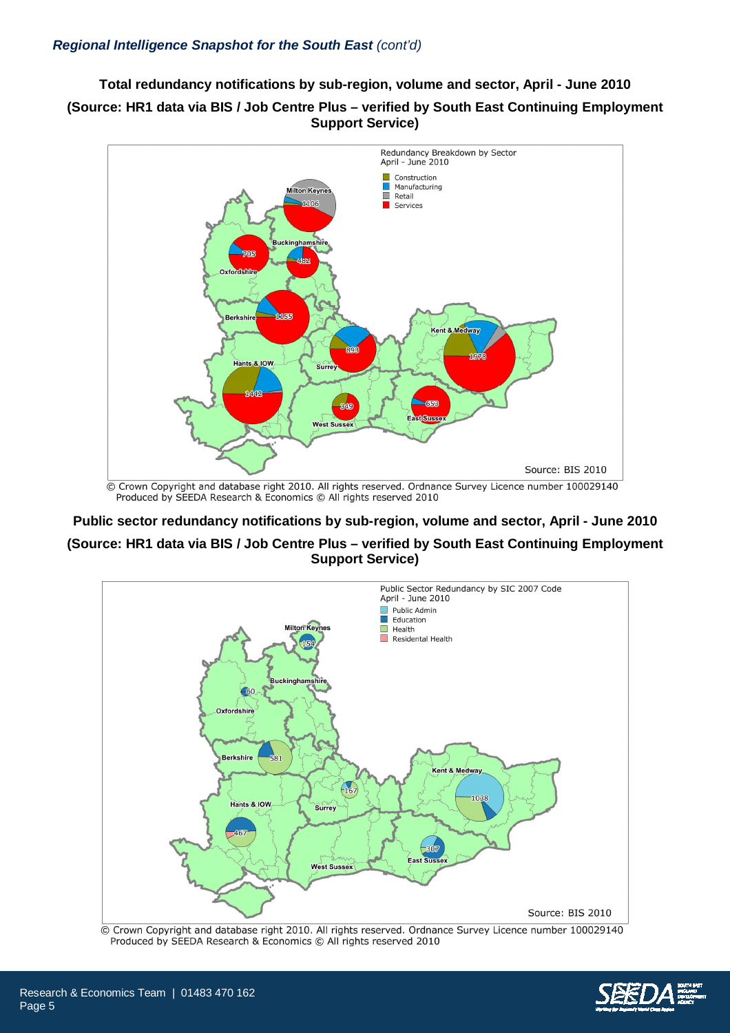*Regional Intelligence Snapshot for the South East (cont'd)*

**Total redundancy notifications by sub-region, volume and sector, April - June 2010**

**(Source: HR1 data via BIS / Job Centre Plus – verified by South East Continuing Employment Support Service)**

Redundancy Breakdown by Sector
April - June 2010

Construction
Manufacturing
Retail
Services

Milton Keynes 1106
Buckinghamshire 482
Oxfordshire 705
Berkshire 1155
Kent & Medway 1978
Surrey 893
Hants & IOW 1442
West Sussex 349
East Sussex 653

Source: BIS 2010

© Crown Copyright and database right 2010. All rights reserved. Ordnance Survey Licence number 100029140
Produced by SEEDA Research & Economics © All rights reserved 2010

**Public sector redundancy notifications by sub-region, volume and sector, April - June 2010**

**(Source: HR1 data via BIS / Job Centre Plus – verified by South East Continuing Employment Support Service)**

Public Sector Redundancy by SIC 2007 Code
April - June 2010

Public Admin
Education
Health
Residental Health

Milton Keynes 154
Buckinghamshire
Oxfordshire 60
Berkshire 581
Kent & Medway 1038
Surrey 167
Hants & IOW 467
East Sussex 307
West Sussex

Source: BIS 2010

© Crown Copyright and database right 2010. All rights reserved. Ordnance Survey Licence number 100029140
Produced by SEEDA Research & Economics © All rights reserved 2010

Research & Economics Team | 01483 470 162